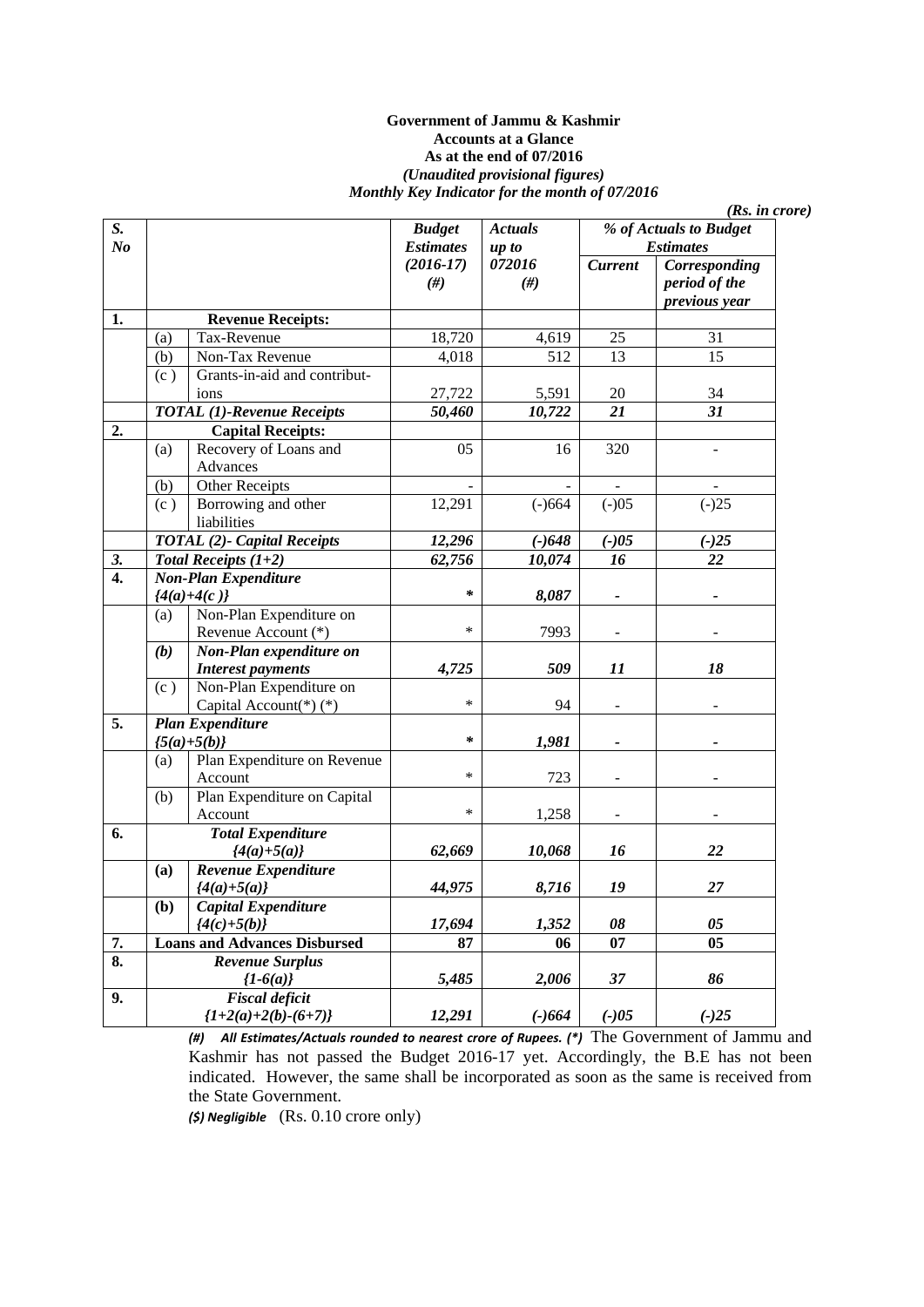**Government of Jammu & Kashmir**
**Accounts at a Glance**
**As at the end of 07/2016**
***(Unaudited provisional figures)***
***Monthly Key Indicator for the month of 07/2016***

***(Rs. in crore)***

| *S. No* | | | *Budget Estimates (2016-17) (#)* | *Actuals up to 072016 (#)* | *% of Actuals to Budget Estimates* | |
|---|---|---|---|---|---|---|
| | | | | | *Current* | *Corresponding period of the previous year* |
| **1.** | **Revenue Receipts:** | | | | | |
| | (a) | Tax-Revenue | 18,720 | 4,619 | 25 | 31 |
| | (b) | Non-Tax Revenue | 4,018 | 512 | 13 | 15 |
| | (c ) | Grants-in-aid and contributions | 27,722 | 5,591 | 20 | 34 |
| | ***TOTAL (1)-Revenue Receipts*** | | ***50,460*** | ***10,722*** | ***21*** | ***31*** |
| **2.** | **Capital Receipts:** | | | | | |
| | (a) | Recovery of Loans and Advances | 05 | 16 | 320 | - |
| | (b) | Other Receipts | - | - | - | - |
| | (c ) | Borrowing and other liabilities | 12,291 | (-)664 | (-)05 | (-)25 |
| | ***TOTAL (2)- Capital Receipts*** | | ***12,296*** | ***(-)648*** | ***(-)05*** | ***(-)25*** |
| ***3.*** | ***Total Receipts (1+2)*** | | ***62,756*** | ***10,074*** | ***16*** | ***22*** |
| **4.** | ***Non-Plan Expenditure {4(a)+4(c )}*** | | * | ***8,087*** | - | - |
| | (a) | Non-Plan Expenditure on Revenue Account (*) | * | 7993 | - | - |
| | ***(b)*** | ***Non-Plan expenditure on Interest payments*** | ***4,725*** | ***509*** | ***11*** | ***18*** |
| | (c ) | Non-Plan Expenditure on Capital Account(*) (*) | * | 94 | - | - |
| **5.** | ***Plan Expenditure {5(a)+5(b)}*** | | * | ***1,981*** | - | - |
| | (a) | Plan Expenditure on Revenue Account | * | 723 | - | - |
| | (b) | Plan Expenditure on Capital Account | * | 1,258 | - | - |
| **6.** | ***Total Expenditure {4(a)+5(a)}*** | | ***62,669*** | ***10,068*** | ***16*** | ***22*** |
| | **(a)** | ***Revenue Expenditure {4(a)+5(a)}*** | ***44,975*** | ***8,716*** | ***19*** | ***27*** |
| | **(b)** | ***Capital Expenditure {4(c)+5(b)}*** | ***17,694*** | ***1,352*** | ***08*** | ***05*** |
| **7.** | **Loans and Advances Disbursed** | | **87** | **06** | **07** | **05** |
| **8.** | ***Revenue Surplus {1-6(a)}*** | | ***5,485*** | ***2,006*** | ***37*** | ***86*** |
| **9.** | ***Fiscal deficit {1+2(a)+2(b)-(6+7)}*** | | ***12,291*** | ***(-)664*** | ***(-)05*** | ***(-)25*** |

***(#) All Estimates/Actuals rounded to nearest crore of Rupees. (*)*** The Government of Jammu and Kashmir has not passed the Budget 2016-17 yet. Accordingly, the B.E has not been indicated. However, the same shall be incorporated as soon as the same is received from the State Government.

***($) Negligible*** (Rs. 0.10 crore only)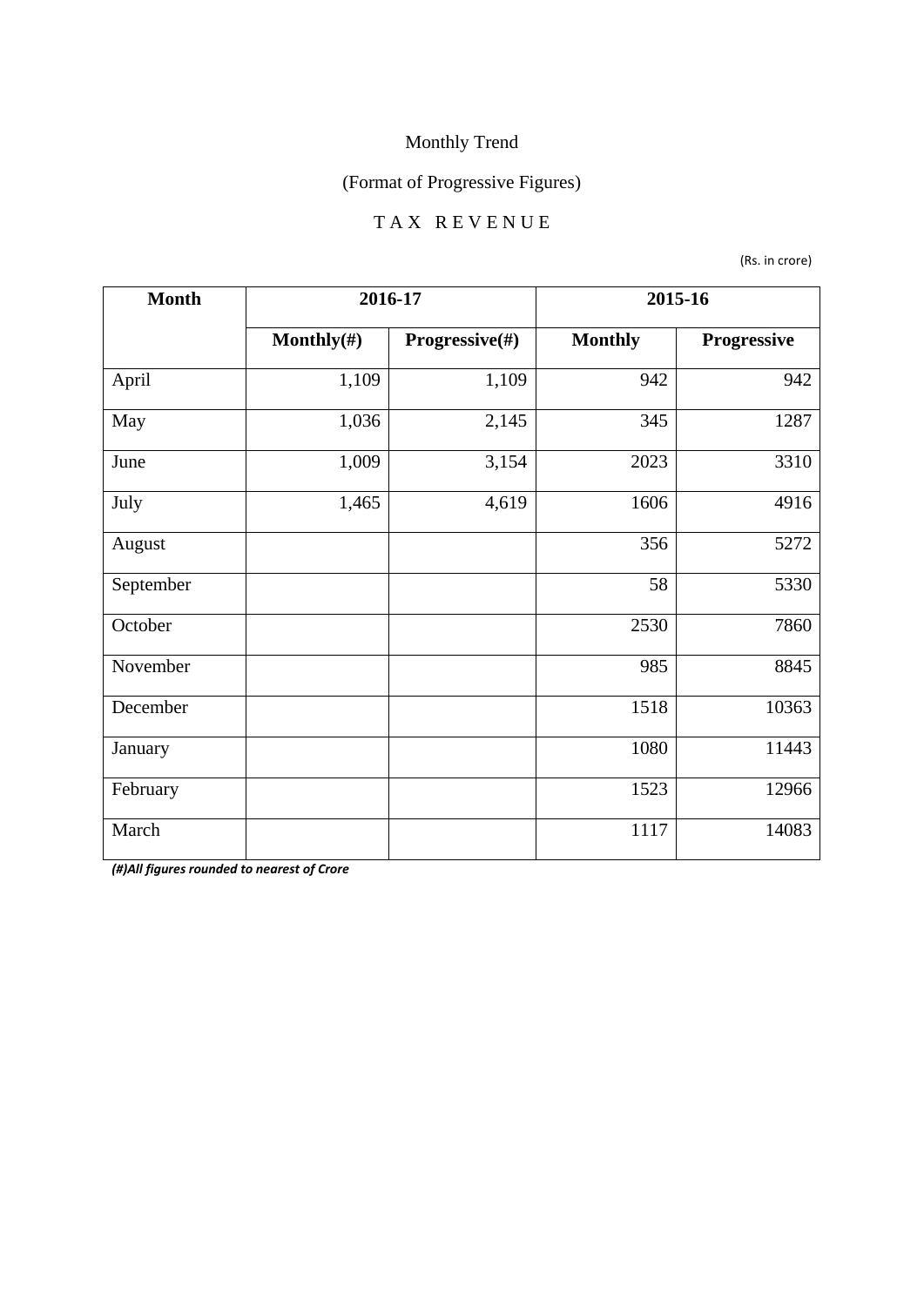Monthly Trend

(Format of Progressive Figures)

TAX REVENUE

(Rs. in crore)

| Month | 2016-17 | | 2015-16 | |
|---|---|---|---|---|
| | Monthly(#) | Progressive(#) | Monthly | Progressive |
| April | 1,109 | 1,109 | 942 | 942 |
| May | 1,036 | 2,145 | 345 | 1287 |
| June | 1,009 | 3,154 | 2023 | 3310 |
| July | 1,465 | 4,619 | 1606 | 4916 |
| August | | | 356 | 5272 |
| September | | | 58 | 5330 |
| October | | | 2530 | 7860 |
| November | | | 985 | 8845 |
| December | | | 1518 | 10363 |
| January | | | 1080 | 11443 |
| February | | | 1523 | 12966 |
| March | | | 1117 | 14083 |

***(#)All figures rounded to nearest of Crore***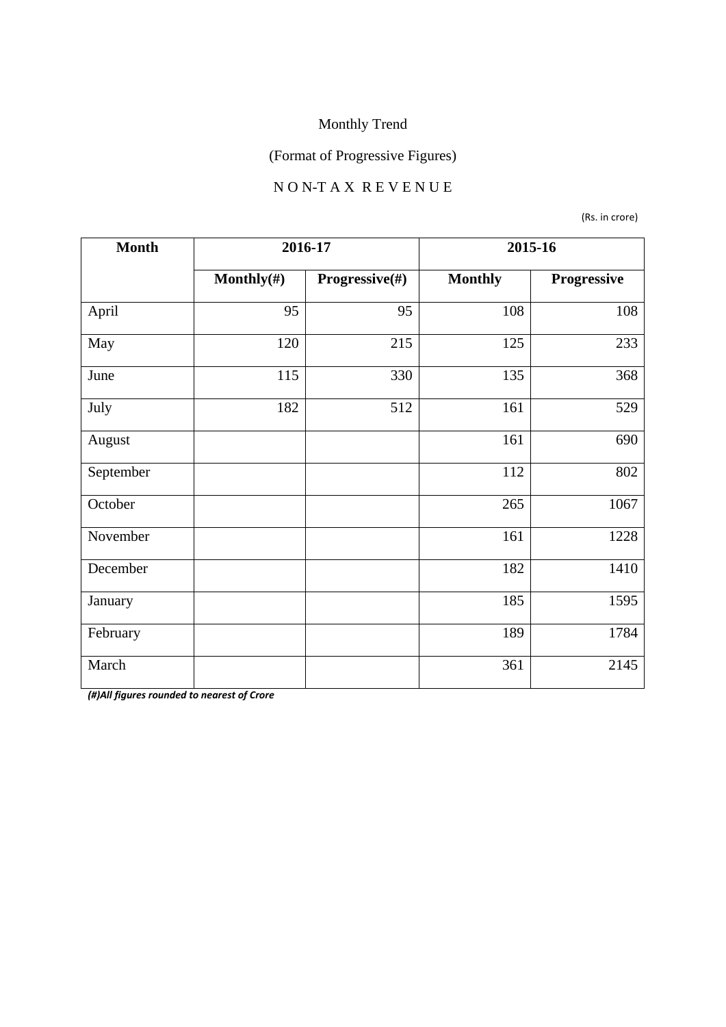Monthly Trend

(Format of Progressive Figures)

N O N-T A X R E V E N U E

(Rs. in crore)

| Month | 2016-17 | | 2015-16 | |
|---|---|---|---|---|
| | Monthly(#) | Progressive(#) | Monthly | Progressive |
| April | 95 | 95 | 108 | 108 |
| May | 120 | 215 | 125 | 233 |
| June | 115 | 330 | 135 | 368 |
| July | 182 | 512 | 161 | 529 |
| August | | | 161 | 690 |
| September | | | 112 | 802 |
| October | | | 265 | 1067 |
| November | | | 161 | 1228 |
| December | | | 182 | 1410 |
| January | | | 185 | 1595 |
| February | | | 189 | 1784 |
| March | | | 361 | 2145 |

***(#)All figures rounded to nearest of Crore***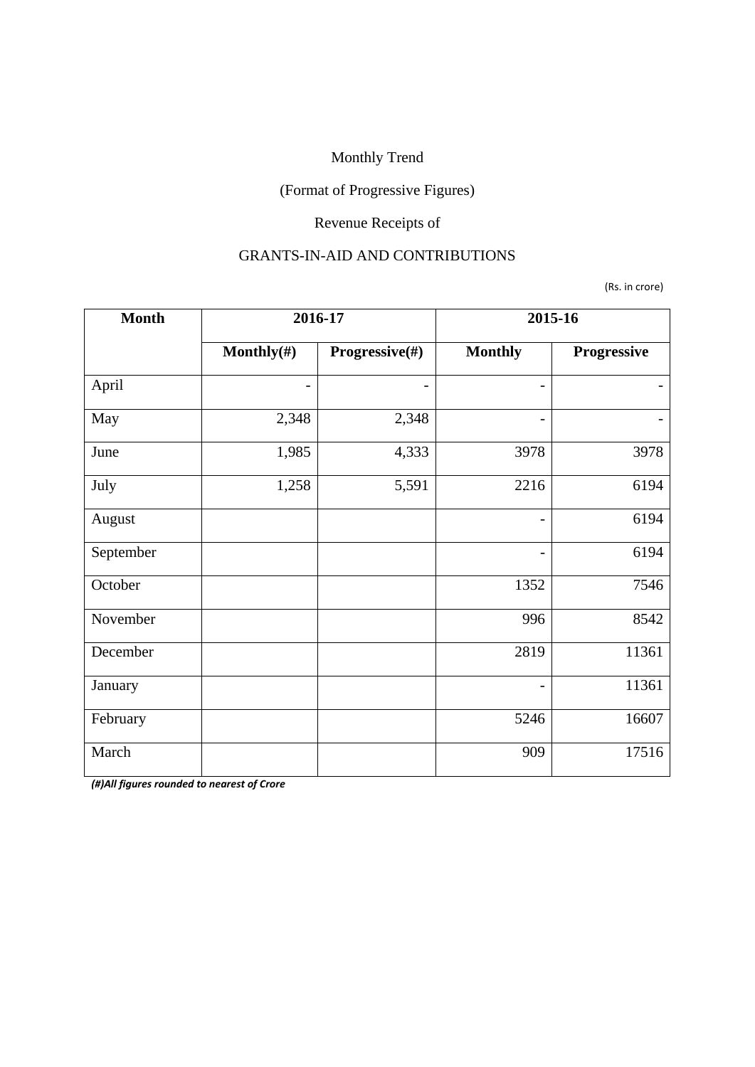Monthly Trend

(Format of Progressive Figures)

Revenue Receipts of

GRANTS-IN-AID AND CONTRIBUTIONS

(Rs. in crore)

| Month | 2016-17 | | 2015-16 | |
|---|---|---|---|---|
| | Monthly(#) | Progressive(#) | Monthly | Progressive |
| April | - | - | - | - |
| May | 2,348 | 2,348 | - | - |
| June | 1,985 | 4,333 | 3978 | 3978 |
| July | 1,258 | 5,591 | 2216 | 6194 |
| August | | | - | 6194 |
| September | | | - | 6194 |
| October | | | 1352 | 7546 |
| November | | | 996 | 8542 |
| December | | | 2819 | 11361 |
| January | | | - | 11361 |
| February | | | 5246 | 16607 |
| March | | | 909 | 17516 |

***(#)All figures rounded to nearest of Crore***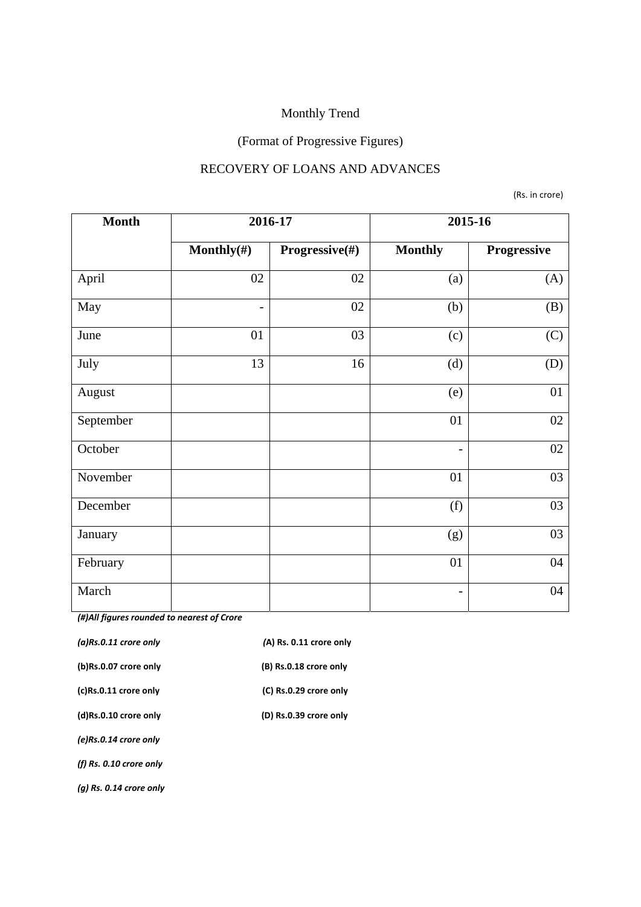Monthly Trend

(Format of Progressive Figures)

RECOVERY OF LOANS AND ADVANCES

(Rs. in crore)

| Month | 2016-17 | | 2015-16 | |
|---|---|---|---|---|
| | Monthly(#) | Progressive(#) | Monthly | Progressive |
| April | 02 | 02 | (a) | (A) |
| May | - | 02 | (b) | (B) |
| June | 01 | 03 | (c) | (C) |
| July | 13 | 16 | (d) | (D) |
| August | | | (e) | 01 |
| September | | | 01 | 02 |
| October | | | - | 02 |
| November | | | 01 | 03 |
| December | | | (f) | 03 |
| January | | | (g) | 03 |
| February | | | 01 | 04 |
| March | | | - | 04 |

***(#)All figures rounded to nearest of Crore***

*(a)Rs.0.11 crore only* (A) Rs. 0.11 crore only

(b)Rs.0.07 crore only (B) Rs.0.18 crore only

(c)Rs.0.11 crore only (C) Rs.0.29 crore only

(d)Rs.0.10 crore only (D) Rs.0.39 crore only

*(e)Rs.0.14 crore only*

*(f) Rs. 0.10 crore only*

*(g) Rs. 0.14 crore only*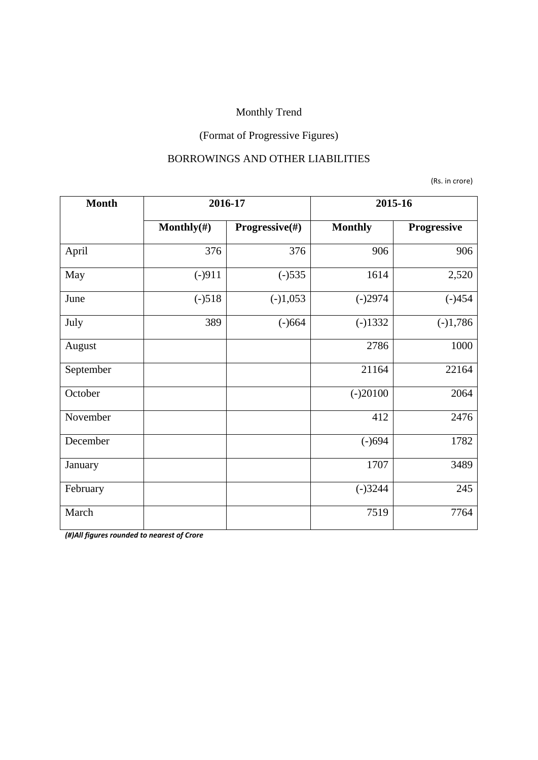Monthly Trend

(Format of Progressive Figures)

BORROWINGS AND OTHER LIABILITIES

(Rs. in crore)

| Month | 2016-17 | | 2015-16 | |
|---|---|---|---|---|
| | Monthly(#) | Progressive(#) | Monthly | Progressive |
| April | 376 | 376 | 906 | 906 |
| May | (-)911 | (-)535 | 1614 | 2,520 |
| June | (-)518 | (-)1,053 | (-)2974 | (-)454 |
| July | 389 | (-)664 | (-)1332 | (-)1,786 |
| August | | | 2786 | 1000 |
| September | | | 21164 | 22164 |
| October | | | (-)20100 | 2064 |
| November | | | 412 | 2476 |
| December | | | (-)694 | 1782 |
| January | | | 1707 | 3489 |
| February | | | (-)3244 | 245 |
| March | | | 7519 | 7764 |

***(#)All figures rounded to nearest of Crore***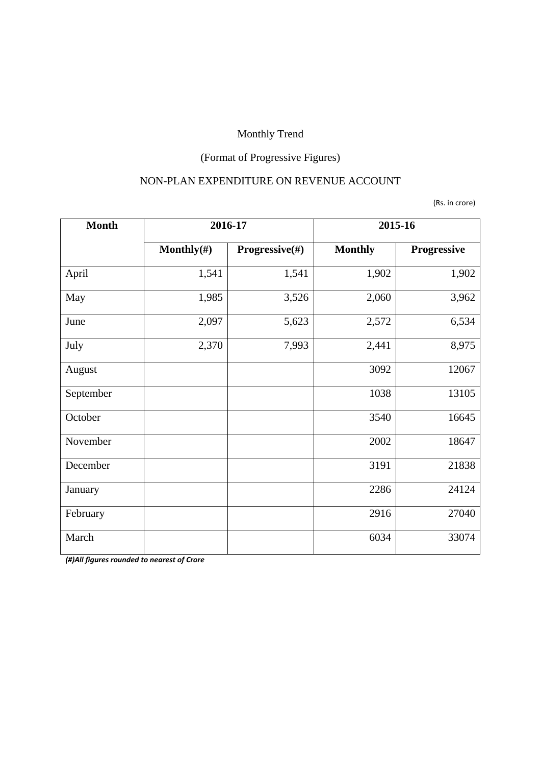Monthly Trend

(Format of Progressive Figures)

NON-PLAN EXPENDITURE ON REVENUE ACCOUNT

(Rs. in crore)

| Month | 2016-17 | | 2015-16 | |
|---|---|---|---|---|
| | Monthly(#) | Progressive(#) | Monthly | Progressive |
| April | 1,541 | 1,541 | 1,902 | 1,902 |
| May | 1,985 | 3,526 | 2,060 | 3,962 |
| June | 2,097 | 5,623 | 2,572 | 6,534 |
| July | 2,370 | 7,993 | 2,441 | 8,975 |
| August | | | 3092 | 12067 |
| September | | | 1038 | 13105 |
| October | | | 3540 | 16645 |
| November | | | 2002 | 18647 |
| December | | | 3191 | 21838 |
| January | | | 2286 | 24124 |
| February | | | 2916 | 27040 |
| March | | | 6034 | 33074 |

***(#)All figures rounded to nearest of Crore***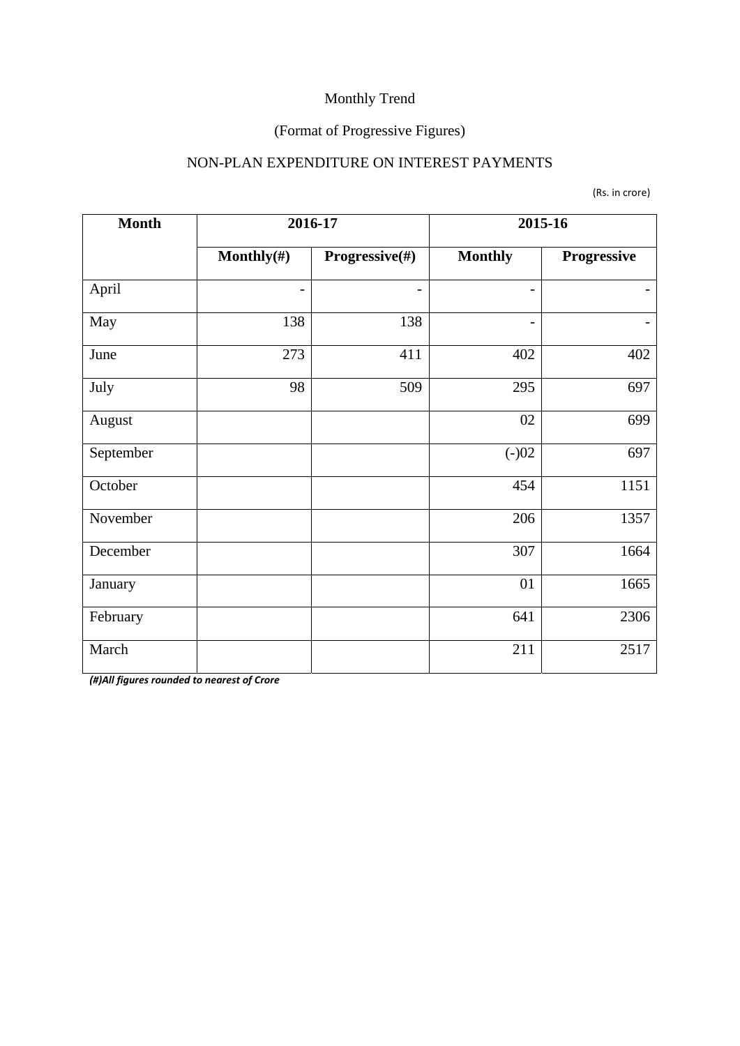Monthly Trend

(Format of Progressive Figures)

NON-PLAN EXPENDITURE ON INTEREST PAYMENTS

(Rs. in crore)

| Month | 2016-17 | | 2015-16 | |
|---|---|---|---|---|
| | Monthly(#) | Progressive(#) | Monthly | Progressive |
| April | - | - | - | - |
| May | 138 | 138 | - | - |
| June | 273 | 411 | 402 | 402 |
| July | 98 | 509 | 295 | 697 |
| August | | | 02 | 699 |
| September | | | (-)02 | 697 |
| October | | | 454 | 1151 |
| November | | | 206 | 1357 |
| December | | | 307 | 1664 |
| January | | | 01 | 1665 |
| February | | | 641 | 2306 |
| March | | | 211 | 2517 |

***(#)All figures rounded to nearest of Crore***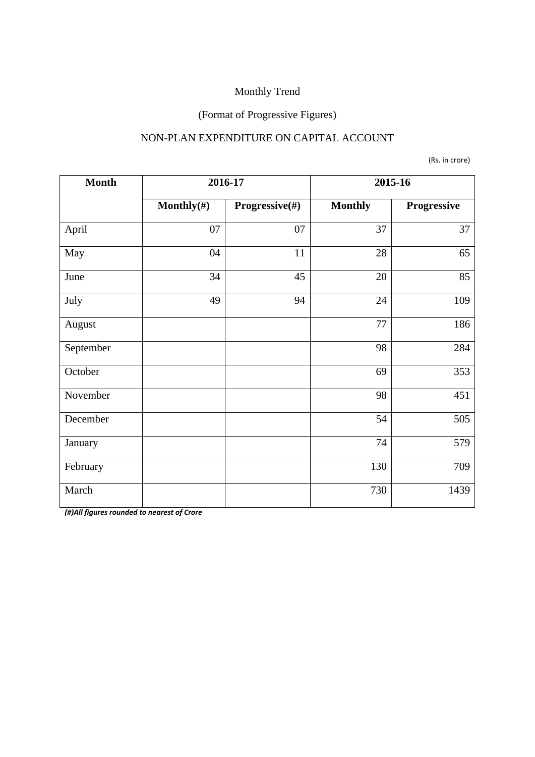Monthly Trend

(Format of Progressive Figures)

NON-PLAN EXPENDITURE ON CAPITAL ACCOUNT

(Rs. in crore)

| Month | 2016-17 | | 2015-16 | |
|---|---|---|---|---|
| | Monthly(#) | Progressive(#) | Monthly | Progressive |
| April | 07 | 07 | 37 | 37 |
| May | 04 | 11 | 28 | 65 |
| June | 34 | 45 | 20 | 85 |
| July | 49 | 94 | 24 | 109 |
| August | | | 77 | 186 |
| September | | | 98 | 284 |
| October | | | 69 | 353 |
| November | | | 98 | 451 |
| December | | | 54 | 505 |
| January | | | 74 | 579 |
| February | | | 130 | 709 |
| March | | | 730 | 1439 |

***(#)All figures rounded to nearest of Crore***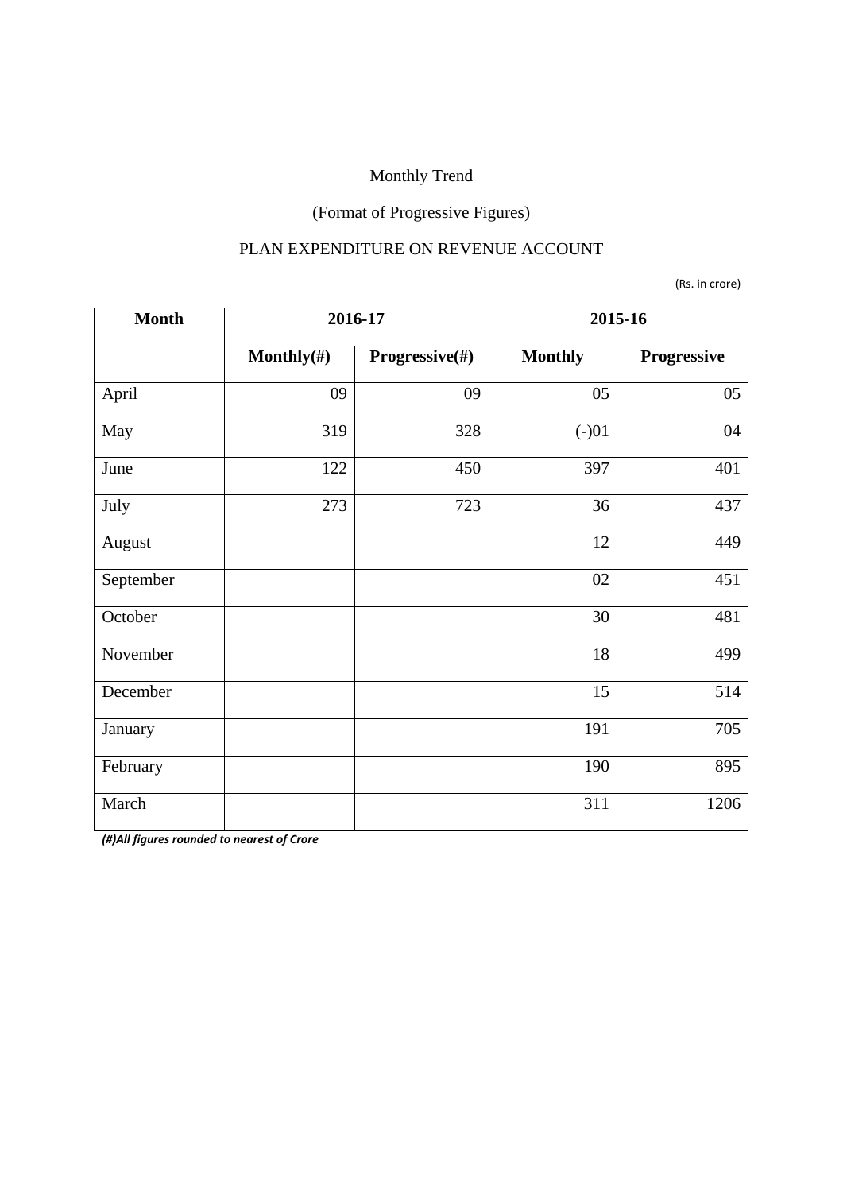Monthly Trend

(Format of Progressive Figures)

PLAN EXPENDITURE ON REVENUE ACCOUNT

(Rs. in crore)

| Month | 2016-17 | | 2015-16 | |
|---|---|---|---|---|
| | Monthly(#) | Progressive(#) | Monthly | Progressive |
| April | 09 | 09 | 05 | 05 |
| May | 319 | 328 | (-)01 | 04 |
| June | 122 | 450 | 397 | 401 |
| July | 273 | 723 | 36 | 437 |
| August | | | 12 | 449 |
| September | | | 02 | 451 |
| October | | | 30 | 481 |
| November | | | 18 | 499 |
| December | | | 15 | 514 |
| January | | | 191 | 705 |
| February | | | 190 | 895 |
| March | | | 311 | 1206 |

***(#)All figures rounded to nearest of Crore***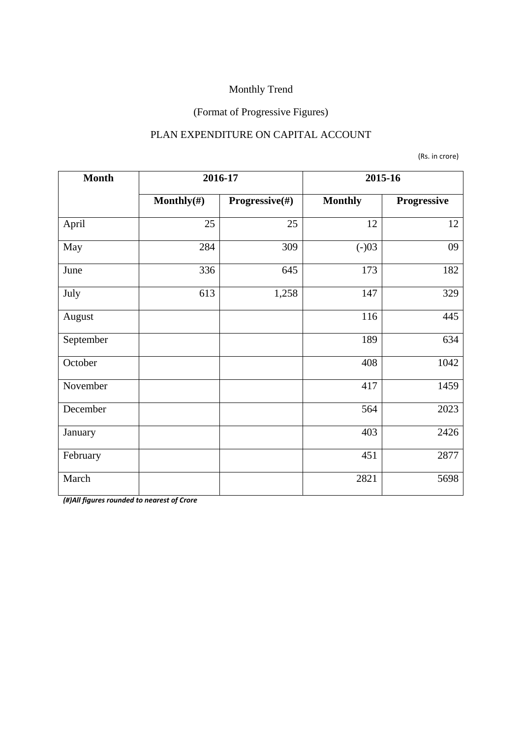Monthly Trend

(Format of Progressive Figures)

PLAN EXPENDITURE ON CAPITAL ACCOUNT

(Rs. in crore)

| Month | 2016-17 | | 2015-16 | |
|---|---|---|---|---|
| | **Monthly(#)** | **Progressive(#)** | **Monthly** | **Progressive** |
| April | 25 | 25 | 12 | 12 |
| May | 284 | 309 | (-)03 | 09 |
| June | 336 | 645 | 173 | 182 |
| July | 613 | 1,258 | 147 | 329 |
| August | | | 116 | 445 |
| September | | | 189 | 634 |
| October | | | 408 | 1042 |
| November | | | 417 | 1459 |
| December | | | 564 | 2023 |
| January | | | 403 | 2426 |
| February | | | 451 | 2877 |
| March | | | 2821 | 5698 |

***(#)All figures rounded to nearest of Crore***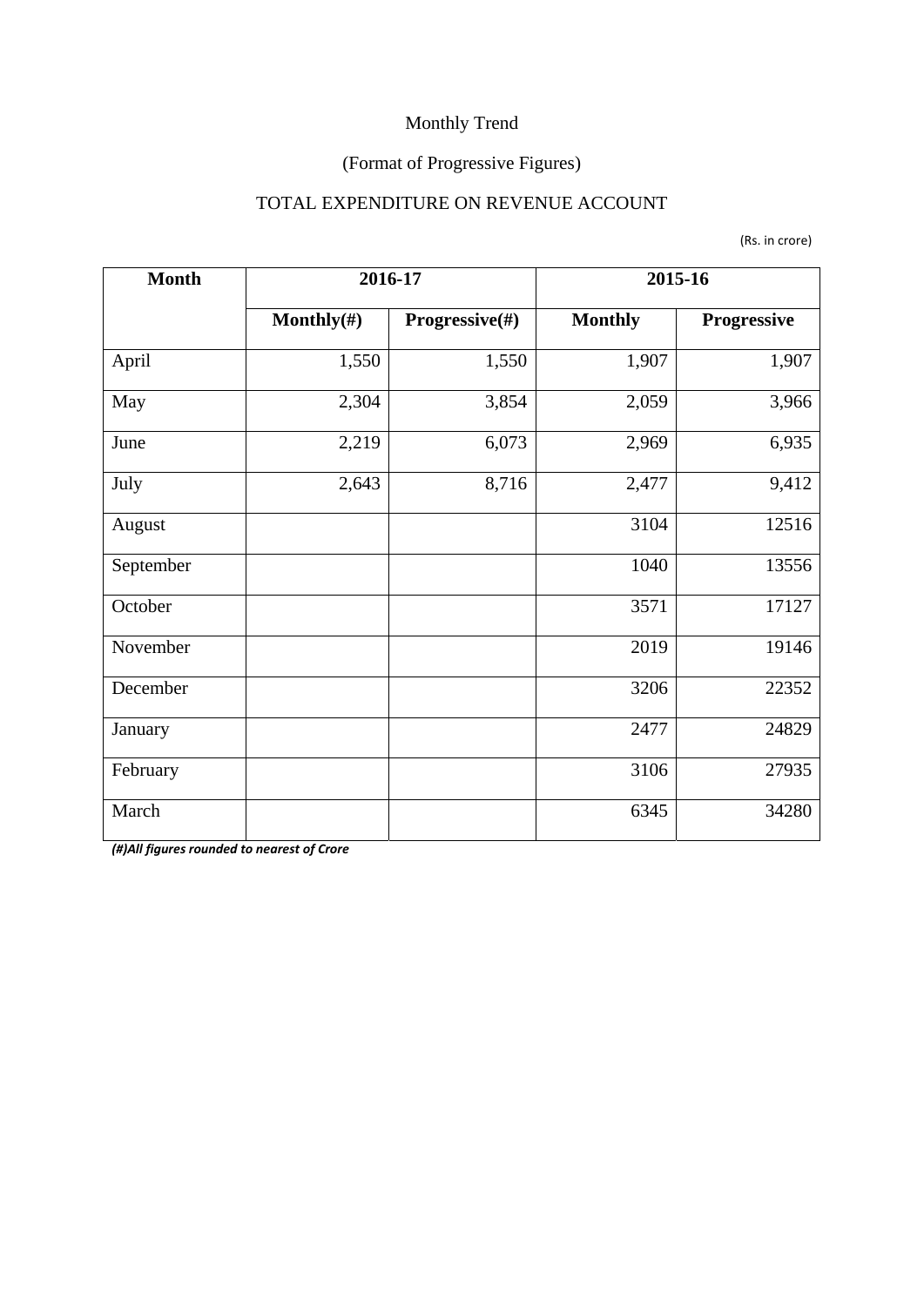Monthly Trend

(Format of Progressive Figures)

TOTAL EXPENDITURE ON REVENUE ACCOUNT

(Rs. in crore)

| Month | 2016-17 | | 2015-16 | |
|---|---|---|---|---|
| | Monthly(#) | Progressive(#) | Monthly | Progressive |
| April | 1,550 | 1,550 | 1,907 | 1,907 |
| May | 2,304 | 3,854 | 2,059 | 3,966 |
| June | 2,219 | 6,073 | 2,969 | 6,935 |
| July | 2,643 | 8,716 | 2,477 | 9,412 |
| August | | | 3104 | 12516 |
| September | | | 1040 | 13556 |
| October | | | 3571 | 17127 |
| November | | | 2019 | 19146 |
| December | | | 3206 | 22352 |
| January | | | 2477 | 24829 |
| February | | | 3106 | 27935 |
| March | | | 6345 | 34280 |

***(#)All figures rounded to nearest of Crore***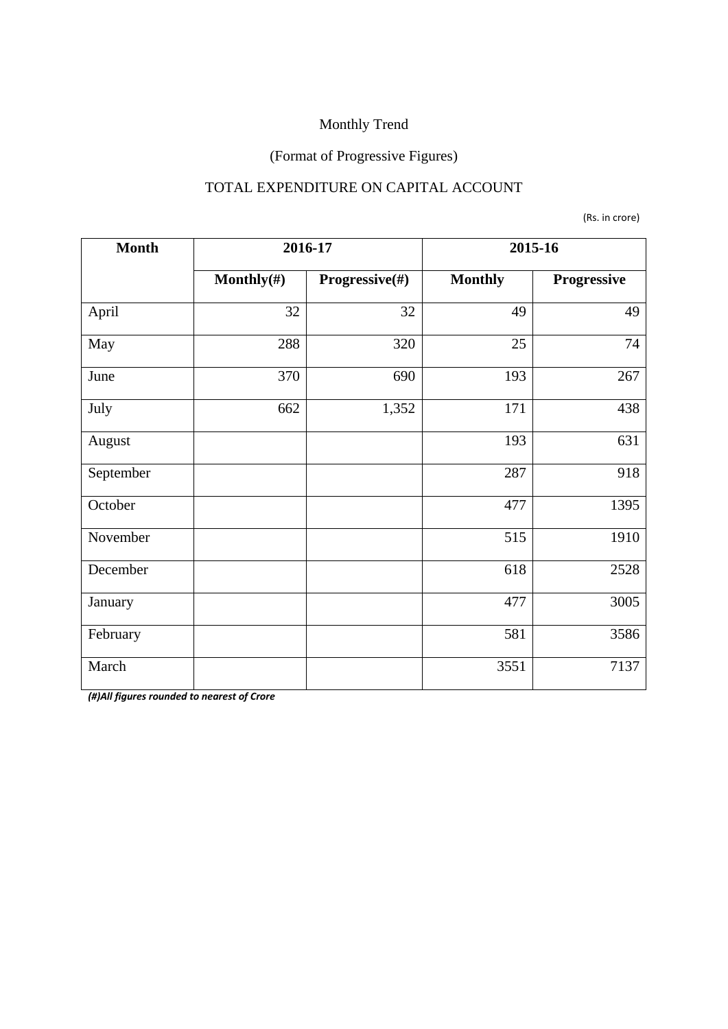Monthly Trend

(Format of Progressive Figures)

TOTAL EXPENDITURE ON CAPITAL ACCOUNT

(Rs. in crore)

| Month | 2016-17 | | 2015-16 | |
|---|---|---|---|---|
| | **Monthly(#)** | **Progressive(#)** | **Monthly** | **Progressive** |
| April | 32 | 32 | 49 | 49 |
| May | 288 | 320 | 25 | 74 |
| June | 370 | 690 | 193 | 267 |
| July | 662 | 1,352 | 171 | 438 |
| August | | | 193 | 631 |
| September | | | 287 | 918 |
| October | | | 477 | 1395 |
| November | | | 515 | 1910 |
| December | | | 618 | 2528 |
| January | | | 477 | 3005 |
| February | | | 581 | 3586 |
| March | | | 3551 | 7137 |

***(#)All figures rounded to nearest of Crore***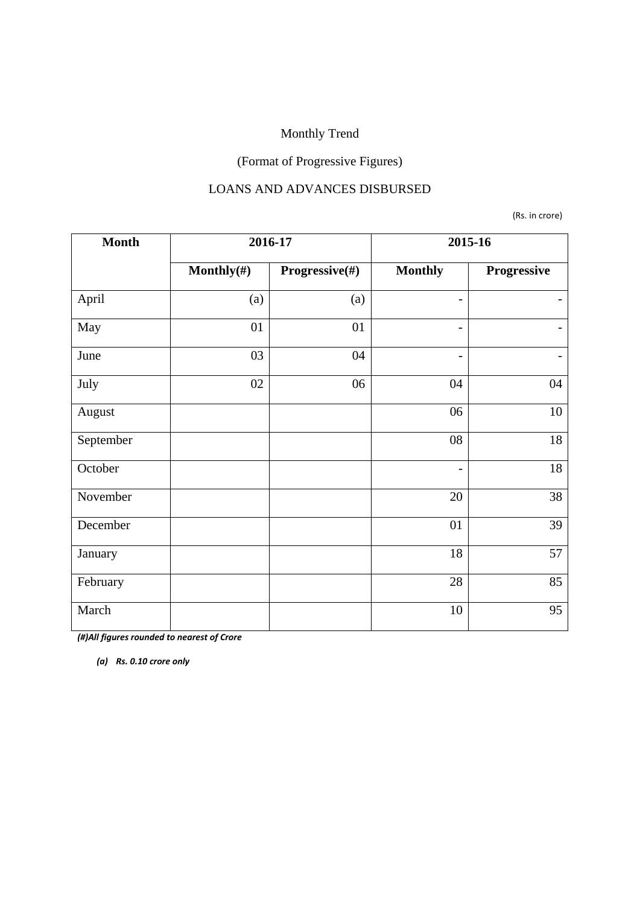Monthly Trend

(Format of Progressive Figures)

LOANS AND ADVANCES DISBURSED

(Rs. in crore)

| Month | 2016-17 | | 2015-16 | |
|---|---|---|---|---|
| | Monthly(#) | Progressive(#) | Monthly | Progressive |
| April | (a) | (a) | - | - |
| May | 01 | 01 | - | - |
| June | 03 | 04 | - | - |
| July | 02 | 06 | 04 | 04 |
| August | | | 06 | 10 |
| September | | | 08 | 18 |
| October | | | - | 18 |
| November | | | 20 | 38 |
| December | | | 01 | 39 |
| January | | | 18 | 57 |
| February | | | 28 | 85 |
| March | | | 10 | 95 |

***(#)All figures rounded to nearest of Crore***

***(a) Rs. 0.10 crore only***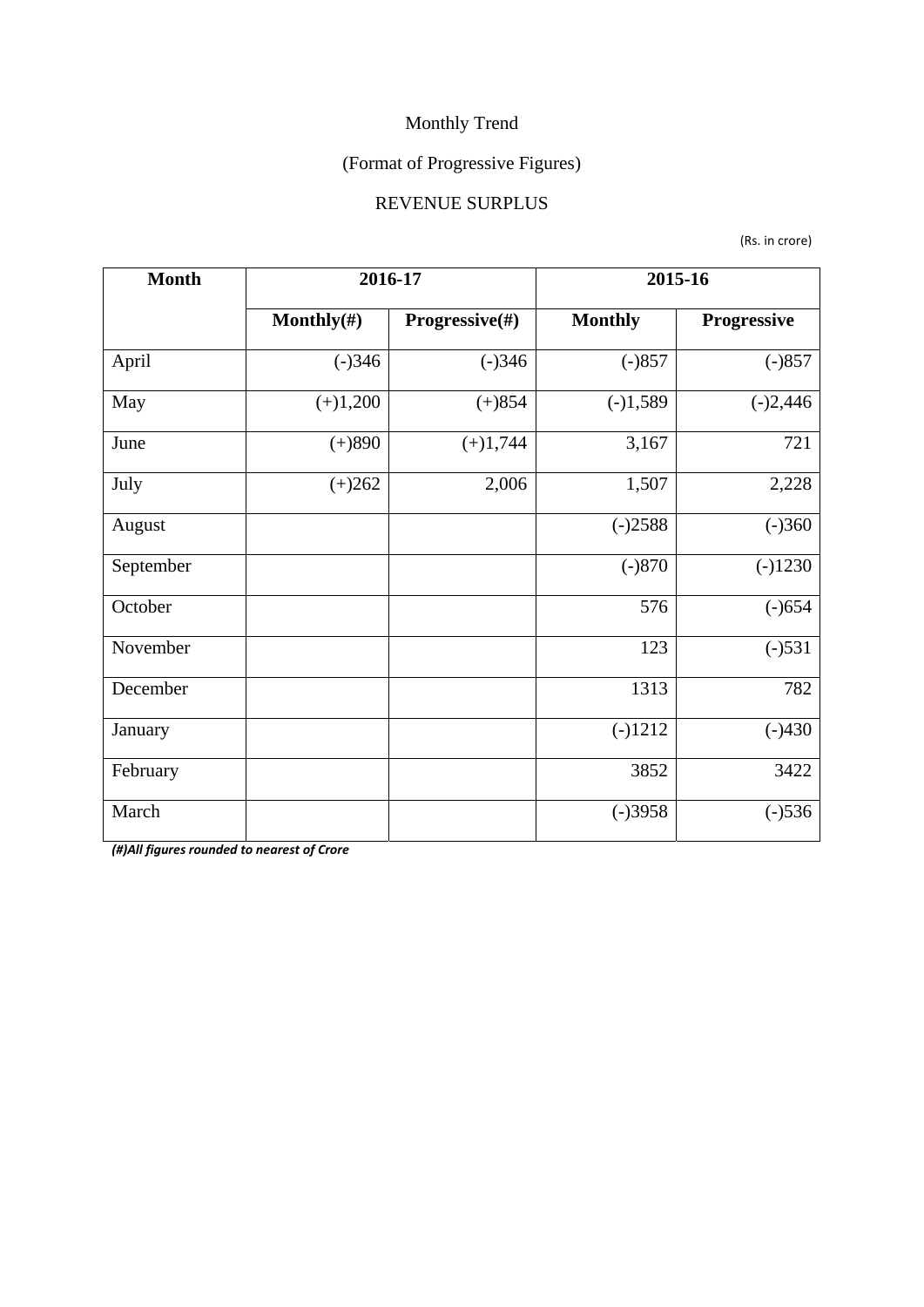Monthly Trend

(Format of Progressive Figures)

REVENUE SURPLUS

(Rs. in crore)

| Month | 2016-17 | | 2015-16 | |
|---|---|---|---|---|
| | Monthly(#) | Progressive(#) | Monthly | Progressive |
| April | (-)346 | (-)346 | (-)857 | (-)857 |
| May | (+)1,200 | (+)854 | (-)1,589 | (-)2,446 |
| June | (+)890 | (+)1,744 | 3,167 | 721 |
| July | (+)262 | 2,006 | 1,507 | 2,228 |
| August | | | (-)2588 | (-)360 |
| September | | | (-)870 | (-)1230 |
| October | | | 576 | (-)654 |
| November | | | 123 | (-)531 |
| December | | | 1313 | 782 |
| January | | | (-)1212 | (-)430 |
| February | | | 3852 | 3422 |
| March | | | (-)3958 | (-)536 |

***(#)All figures rounded to nearest of Crore***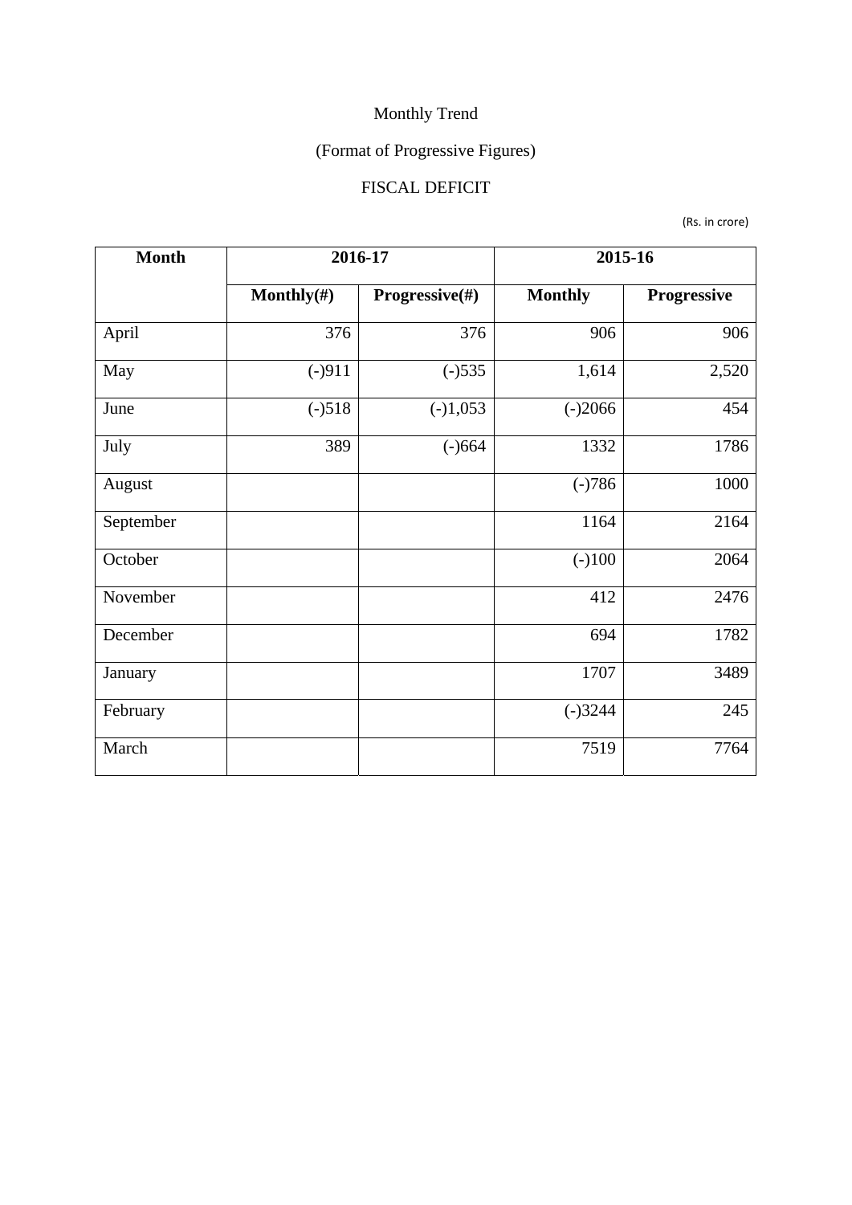Monthly Trend

(Format of Progressive Figures)

FISCAL DEFICIT

(Rs. in crore)

| Month | 2016-17 | | 2015-16 | |
|---|---|---|---|---|
| | Monthly(#) | Progressive(#) | Monthly | Progressive |
| April | 376 | 376 | 906 | 906 |
| May | (-)911 | (-)535 | 1,614 | 2,520 |
| June | (-)518 | (-)1,053 | (-)2066 | 454 |
| July | 389 | (-)664 | 1332 | 1786 |
| August | | | (-)786 | 1000 |
| September | | | 1164 | 2164 |
| October | | | (-)100 | 2064 |
| November | | | 412 | 2476 |
| December | | | 694 | 1782 |
| January | | | 1707 | 3489 |
| February | | | (-)3244 | 245 |
| March | | | 7519 | 7764 |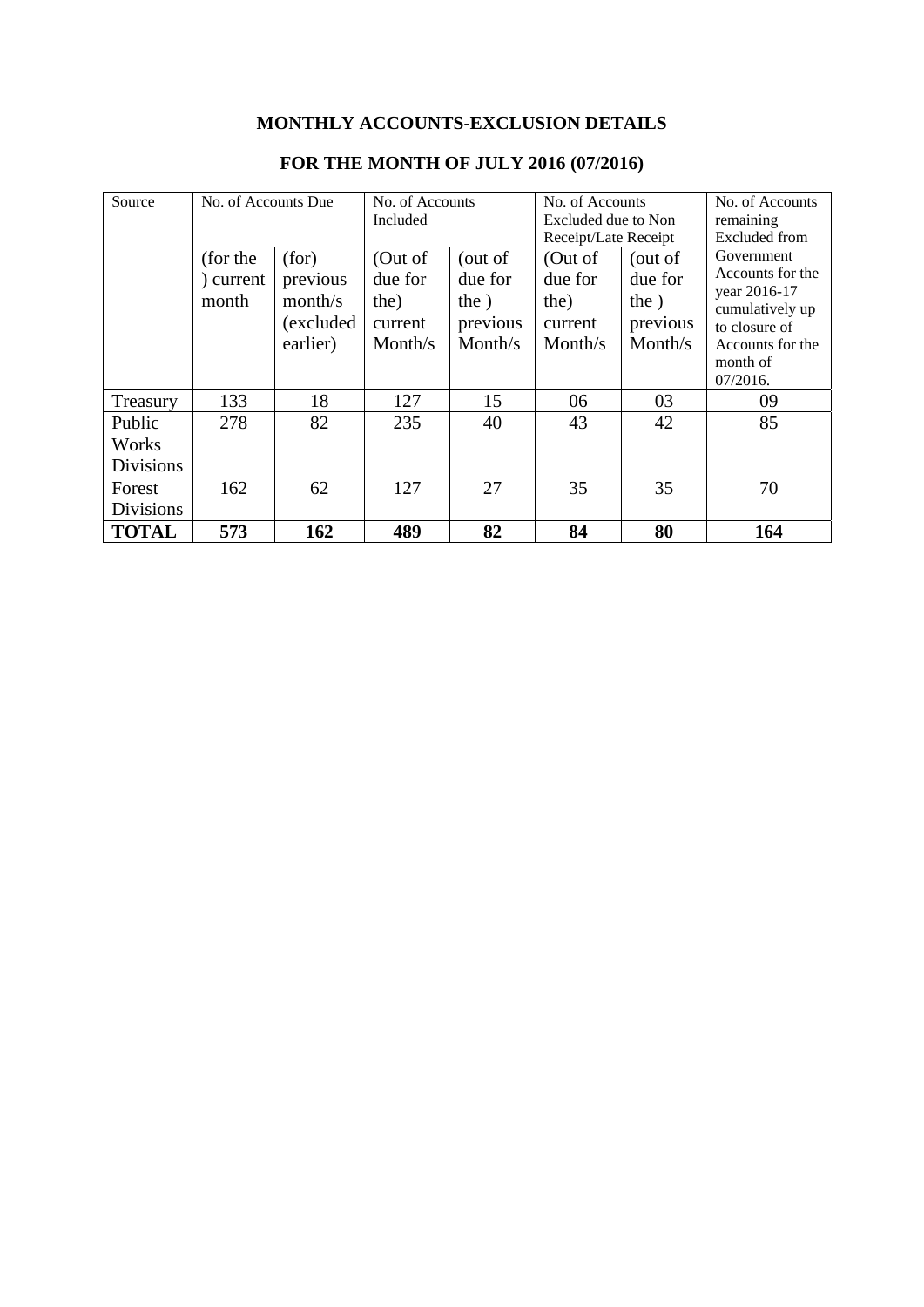**MONTHLY ACCOUNTS-EXCLUSION DETAILS**

**FOR THE MONTH OF JULY 2016 (07/2016)**

| Source | No. of Accounts Due | | No. of Accounts Included | | No. of Accounts Excluded due to Non Receipt/Late Receipt | | No. of Accounts remaining Excluded from Government Accounts for the year 2016-17 cumulatively up to closure of Accounts for the month of 07/2016. |
|---|---|---|---|---|---|---|---|
| | (for the ) current month | (for) previous month/s (excluded earlier) | (Out of due for the) current Month/s | (out of due for the ) previous Month/s | (Out of due for the) current Month/s | (out of due for the ) previous Month/s | |
| Treasury | 133 | 18 | 127 | 15 | 06 | 03 | 09 |
| Public Works Divisions | 278 | 82 | 235 | 40 | 43 | 42 | 85 |
| Forest Divisions | 162 | 62 | 127 | 27 | 35 | 35 | 70 |
| **TOTAL** | **573** | **162** | **489** | **82** | **84** | **80** | **164** |